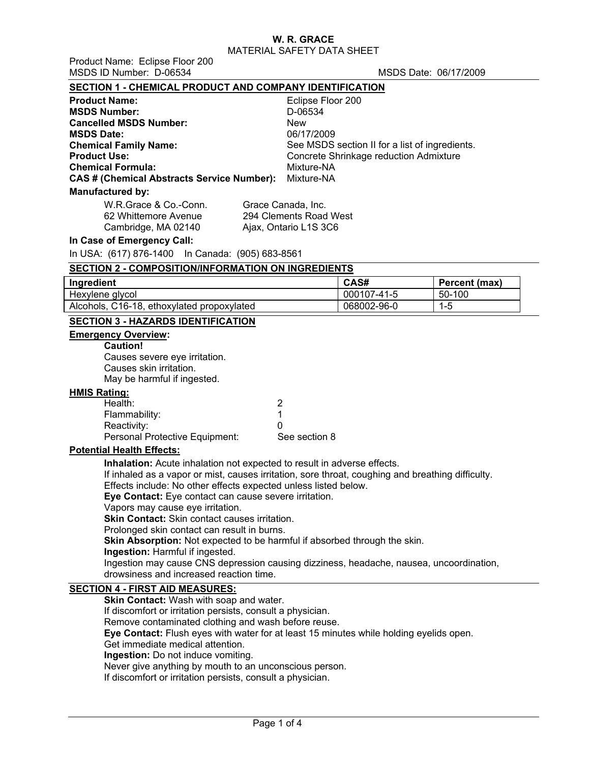# W. R. GRACE

MATERIAL SAFETY DATA SHEET

Product Name: Eclipse Floor 200
MSDS ID Number: D-06534 MSDS Date: 06/17/2009

## SECTION 1 - CHEMICAL PRODUCT AND COMPANY IDENTIFICATION

**Product Name:** Eclipse Floor 200
**MSDS Number:** D-06534
**Cancelled MSDS Number:** New
**MSDS Date:** 06/17/2009
**Chemical Family Name:** See MSDS section II for a list of ingredients.
**Product Use:** Concrete Shrinkage reduction Admixture
**Chemical Formula:** Mixture-NA
**CAS # (Chemical Abstracts Service Number):** Mixture-NA

**Manufactured by:**

W.R.Grace & Co.-Conn.
62 Whittemore Avenue
Cambridge, MA 02140

Grace Canada, Inc.
294 Clements Road West
Ajax, Ontario L1S 3C6

**In Case of Emergency Call:**

In USA: (617) 876-1400 In Canada: (905) 683-8561

## SECTION 2 - COMPOSITION/INFORMATION ON INGREDIENTS

| Ingredient | CAS# | Percent (max) |
|---|---|---|
| Hexylene glycol | 000107-41-5 | 50-100 |
| Alcohols, C16-18, ethoxylated propoxylated | 068002-96-0 | 1-5 |

## SECTION 3 - HAZARDS IDENTIFICATION

**Emergency Overview:**

**Caution!**
Causes severe eye irritation.
Causes skin irritation.
May be harmful if ingested.

**HMIS Rating:**

Health: 2
Flammability: 1
Reactivity: 0
Personal Protective Equipment: See section 8

**Potential Health Effects:**

**Inhalation:** Acute inhalation not expected to result in adverse effects.
If inhaled as a vapor or mist, causes irritation, sore throat, coughing and breathing difficulty.
Effects include: No other effects expected unless listed below.
**Eye Contact:** Eye contact can cause severe irritation.
Vapors may cause eye irritation.
**Skin Contact:** Skin contact causes irritation.
Prolonged skin contact can result in burns.
**Skin Absorption:** Not expected to be harmful if absorbed through the skin.
**Ingestion:** Harmful if ingested.
Ingestion may cause CNS depression causing dizziness, headache, nausea, uncoordination, drowsiness and increased reaction time.

## SECTION 4 - FIRST AID MEASURES:

**Skin Contact:** Wash with soap and water.
If discomfort or irritation persists, consult a physician.
Remove contaminated clothing and wash before reuse.
**Eye Contact:** Flush eyes with water for at least 15 minutes while holding eyelids open.
Get immediate medical attention.
**Ingestion:** Do not induce vomiting.
Never give anything by mouth to an unconscious person.
If discomfort or irritation persists, consult a physician.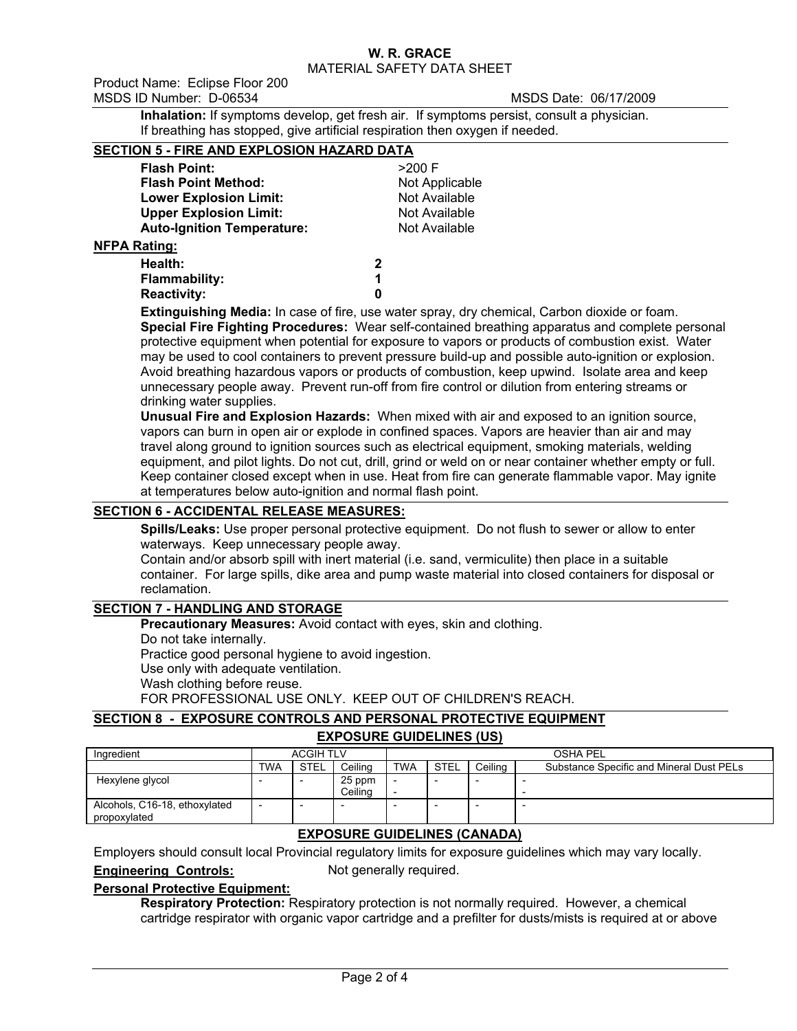**Inhalation:** If symptoms develop, get fresh air. If symptoms persist, consult a physician. If breathing has stopped, give artificial respiration then oxygen if needed.

## SECTION 5 - FIRE AND EXPLOSION HAZARD DATA

| | |
|---|---|
| **Flash Point:** | >200 F |
| **Flash Point Method:** | Not Applicable |
| **Lower Explosion Limit:** | Not Available |
| **Upper Explosion Limit:** | Not Available |
| **Auto-Ignition Temperature:** | Not Available |

**NFPA Rating:**

| | |
|---|---|
| **Health:** | **2** |
| **Flammability:** | **1** |
| **Reactivity:** | **0** |

**Extinguishing Media:** In case of fire, use water spray, dry chemical, Carbon dioxide or foam.

**Special Fire Fighting Procedures:** Wear self-contained breathing apparatus and complete personal protective equipment when potential for exposure to vapors or products of combustion exist. Water may be used to cool containers to prevent pressure build-up and possible auto-ignition or explosion. Avoid breathing hazardous vapors or products of combustion, keep upwind. Isolate area and keep unnecessary people away. Prevent run-off from fire control or dilution from entering streams or drinking water supplies.

**Unusual Fire and Explosion Hazards:** When mixed with air and exposed to an ignition source, vapors can burn in open air or explode in confined spaces. Vapors are heavier than air and may travel along ground to ignition sources such as electrical equipment, smoking materials, welding equipment, and pilot lights. Do not cut, drill, grind or weld on or near container whether empty or full. Keep container closed except when in use. Heat from fire can generate flammable vapor. May ignite at temperatures below auto-ignition and normal flash point.

## SECTION 6 - ACCIDENTAL RELEASE MEASURES:

**Spills/Leaks:** Use proper personal protective equipment. Do not flush to sewer or allow to enter waterways. Keep unnecessary people away.
Contain and/or absorb spill with inert material (i.e. sand, vermiculite) then place in a suitable container. For large spills, dike area and pump waste material into closed containers for disposal or reclamation.

## SECTION 7 - HANDLING AND STORAGE

**Precautionary Measures:** Avoid contact with eyes, skin and clothing.
Do not take internally.
Practice good personal hygiene to avoid ingestion.
Use only with adequate ventilation.
Wash clothing before reuse.
FOR PROFESSIONAL USE ONLY. KEEP OUT OF CHILDREN'S REACH.

## SECTION 8 - EXPOSURE CONTROLS AND PERSONAL PROTECTIVE EQUIPMENT

### EXPOSURE GUIDELINES (US)

| Ingredient | ACGIH TLV | | | OSHA PEL | | | |
|---|---|---|---|---|---|---|---|
| | TWA | STEL | Ceiling | TWA | STEL | Ceiling | Substance Specific and Mineral Dust PELs |
| Hexylene glycol | - | - | 25 ppm Ceiling | - - | - | - | - - |
| Alcohols, C16-18, ethoxylated propoxylated | - | - | - | - | - | - | - |

### EXPOSURE GUIDELINES (CANADA)

Employers should consult local Provincial regulatory limits for exposure guidelines which may vary locally.

**Engineering Controls:** Not generally required.

**Personal Protective Equipment:**

**Respiratory Protection:** Respiratory protection is not normally required. However, a chemical cartridge respirator with organic vapor cartridge and a prefilter for dusts/mists is required at or above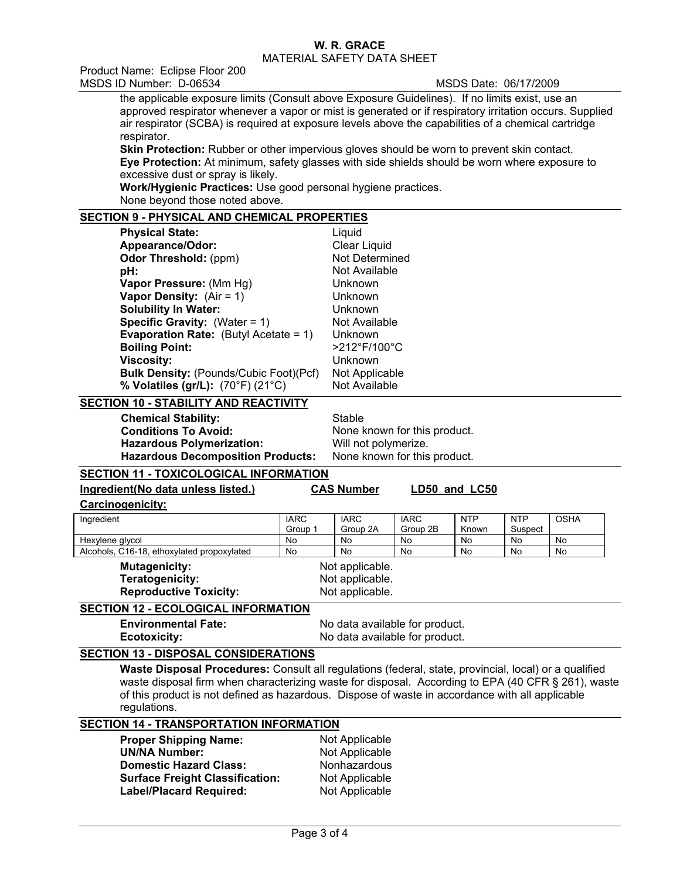the applicable exposure limits (Consult above Exposure Guidelines). If no limits exist, use an approved respirator whenever a vapor or mist is generated or if respiratory irritation occurs. Supplied air respirator (SCBA) is required at exposure levels above the capabilities of a chemical cartridge respirator.

**Skin Protection:** Rubber or other impervious gloves should be worn to prevent skin contact.

**Eye Protection:** At minimum, safety glasses with side shields should be worn where exposure to excessive dust or spray is likely.

**Work/Hygienic Practices:** Use good personal hygiene practices.

None beyond those noted above.

## SECTION 9 - PHYSICAL AND CHEMICAL PROPERTIES

| | |
|---|---|
| **Physical State:** | Liquid |
| **Appearance/Odor:** | Clear Liquid |
| **Odor Threshold:** (ppm) | Not Determined |
| **pH:** | Not Available |
| **Vapor Pressure:** (Mm Hg) | Unknown |
| **Vapor Density:** (Air = 1) | Unknown |
| **Solubility In Water:** | Unknown |
| **Specific Gravity:** (Water = 1) | Not Available |
| **Evaporation Rate:** (Butyl Acetate = 1) | Unknown |
| **Boiling Point:** | >212°F/100°C |
| **Viscosity:** | Unknown |
| **Bulk Density:** (Pounds/Cubic Foot)(Pcf) | Not Applicable |
| **% Volatiles (gr/L):** (70°F) (21°C) | Not Available |

## SECTION 10 - STABILITY AND REACTIVITY

| | |
|---|---|
| **Chemical Stability:** | Stable |
| **Conditions To Avoid:** | None known for this product. |
| **Hazardous Polymerization:** | Will not polymerize. |
| **Hazardous Decomposition Products:** | None known for this product. |

## SECTION 11 - TOXICOLOGICAL INFORMATION

**Ingredient(No data unless listed.)** **CAS Number** **LD50 and LC50**

**Carcinogenicity:**

| Ingredient | IARC Group 1 | IARC Group 2A | IARC Group 2B | NTP Known | NTP Suspect | OSHA |
|---|---|---|---|---|---|---|
| Hexylene glycol | No | No | No | No | No | No |
| Alcohols, C16-18, ethoxylated propoxylated | No | No | No | No | No | No |

| | |
|---|---|
| **Mutagenicity:** | Not applicable. |
| **Teratogenicity:** | Not applicable. |
| **Reproductive Toxicity:** | Not applicable. |

## SECTION 12 - ECOLOGICAL INFORMATION

| | |
|---|---|
| **Environmental Fate:** | No data available for product. |
| **Ecotoxicity:** | No data available for product. |

## SECTION 13 - DISPOSAL CONSIDERATIONS

**Waste Disposal Procedures:** Consult all regulations (federal, state, provincial, local) or a qualified waste disposal firm when characterizing waste for disposal. According to EPA (40 CFR § 261), waste of this product is not defined as hazardous. Dispose of waste in accordance with all applicable regulations.

## SECTION 14 - TRANSPORTATION INFORMATION

| | |
|---|---|
| **Proper Shipping Name:** | Not Applicable |
| **UN/NA Number:** | Not Applicable |
| **Domestic Hazard Class:** | Nonhazardous |
| **Surface Freight Classification:** | Not Applicable |
| **Label/Placard Required:** | Not Applicable |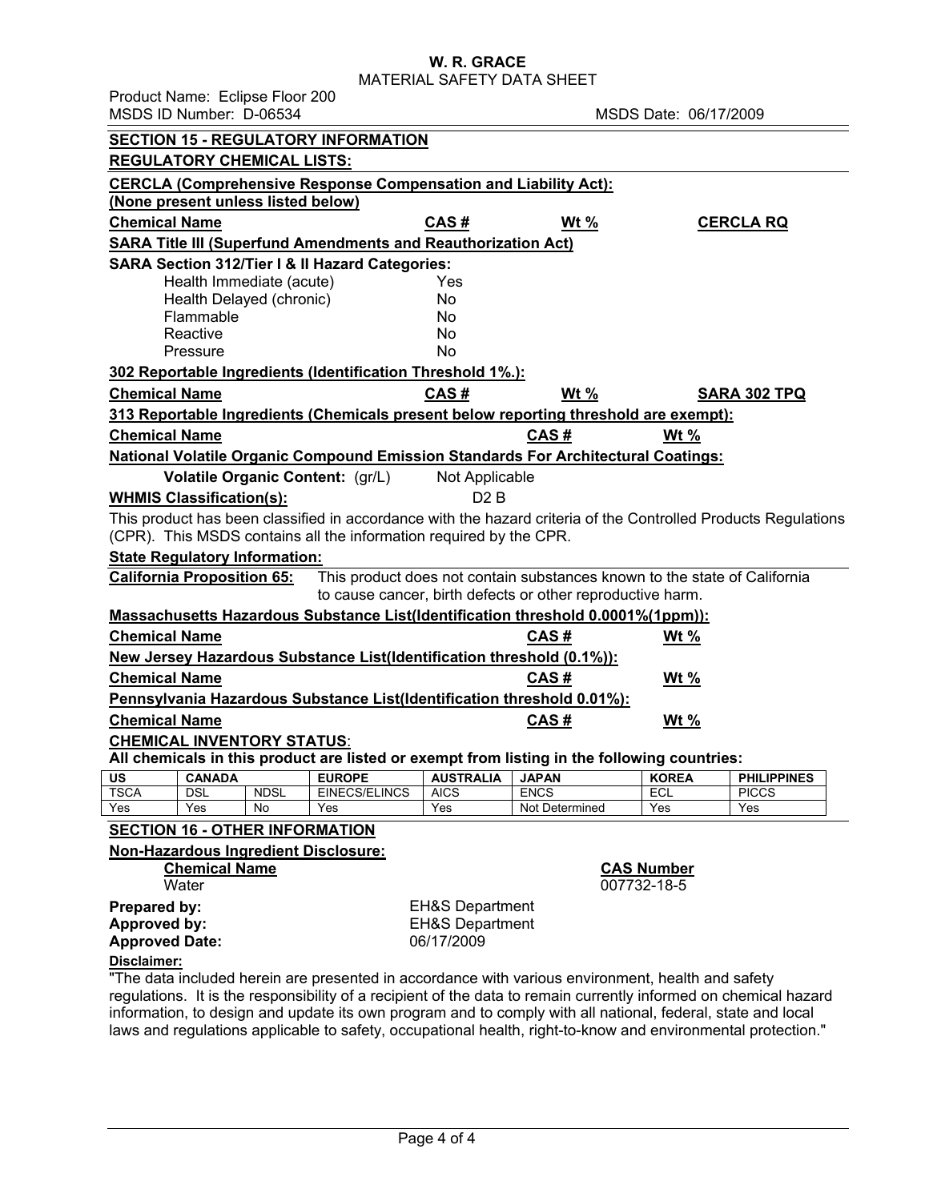**W. R. GRACE**
MATERIAL SAFETY DATA SHEET

Product Name: Eclipse Floor 200
MSDS ID Number: D-06534 MSDS Date: 06/17/2009

## SECTION 15 - REGULATORY INFORMATION

### REGULATORY CHEMICAL LISTS:

**CERCLA (Comprehensive Response Compensation and Liability Act):**
**(None present unless listed below)**

| Chemical Name | CAS # | Wt % | CERCLA RQ |
|---|---|---|---|

**SARA Title III (Superfund Amendments and Reauthorization Act)**

**SARA Section 312/Tier I & II Hazard Categories:**

| | |
|---|---|
| Health Immediate (acute) | Yes |
| Health Delayed (chronic) | No |
| Flammable | No |
| Reactive | No |
| Pressure | No |

**302 Reportable Ingredients (Identification Threshold 1%.):**

| Chemical Name | CAS # | Wt % | SARA 302 TPQ |
|---|---|---|---|

**313 Reportable Ingredients (Chemicals present below reporting threshold are exempt):**

| Chemical Name | CAS # | Wt % |
|---|---|---|

**National Volatile Organic Compound Emission Standards For Architectural Coatings:**

**Volatile Organic Content:** (gr/L) Not Applicable

**WHMIS Classification(s):** D2 B

This product has been classified in accordance with the hazard criteria of the Controlled Products Regulations (CPR). This MSDS contains all the information required by the CPR.

**State Regulatory Information:**

**California Proposition 65:** This product does not contain substances known to the state of California to cause cancer, birth defects or other reproductive harm.

**Massachusetts Hazardous Substance List(Identification threshold 0.0001%(1ppm)):**

| Chemical Name | CAS # | Wt % |
|---|---|---|

**New Jersey Hazardous Substance List(Identification threshold (0.1%)):**

| Chemical Name | CAS # | Wt % |
|---|---|---|

**Pennsylvania Hazardous Substance List(Identification threshold 0.01%):**

| Chemical Name | CAS # | Wt % |
|---|---|---|

**CHEMICAL INVENTORY STATUS:**

**All chemicals in this product are listed or exempt from listing in the following countries:**

| US | CANADA | | EUROPE | AUSTRALIA | JAPAN | KOREA | PHILIPPINES |
|---|---|---|---|---|---|---|---|
| TSCA | DSL | NDSL | EINECS/ELINCS | AICS | ENCS | ECL | PICCS |
| Yes | Yes | No | Yes | Yes | Not Determined | Yes | Yes |

## SECTION 16 - OTHER INFORMATION

**Non-Hazardous Ingredient Disclosure:**

| Chemical Name | CAS Number |
|---|---|
| Water | 007732-18-5 |

**Prepared by:** EH&S Department
**Approved by:** EH&S Department
**Approved Date:** 06/17/2009

**Disclaimer:**

"The data included herein are presented in accordance with various environment, health and safety regulations. It is the responsibility of a recipient of the data to remain currently informed on chemical hazard information, to design and update its own program and to comply with all national, federal, state and local laws and regulations applicable to safety, occupational health, right-to-know and environmental protection."